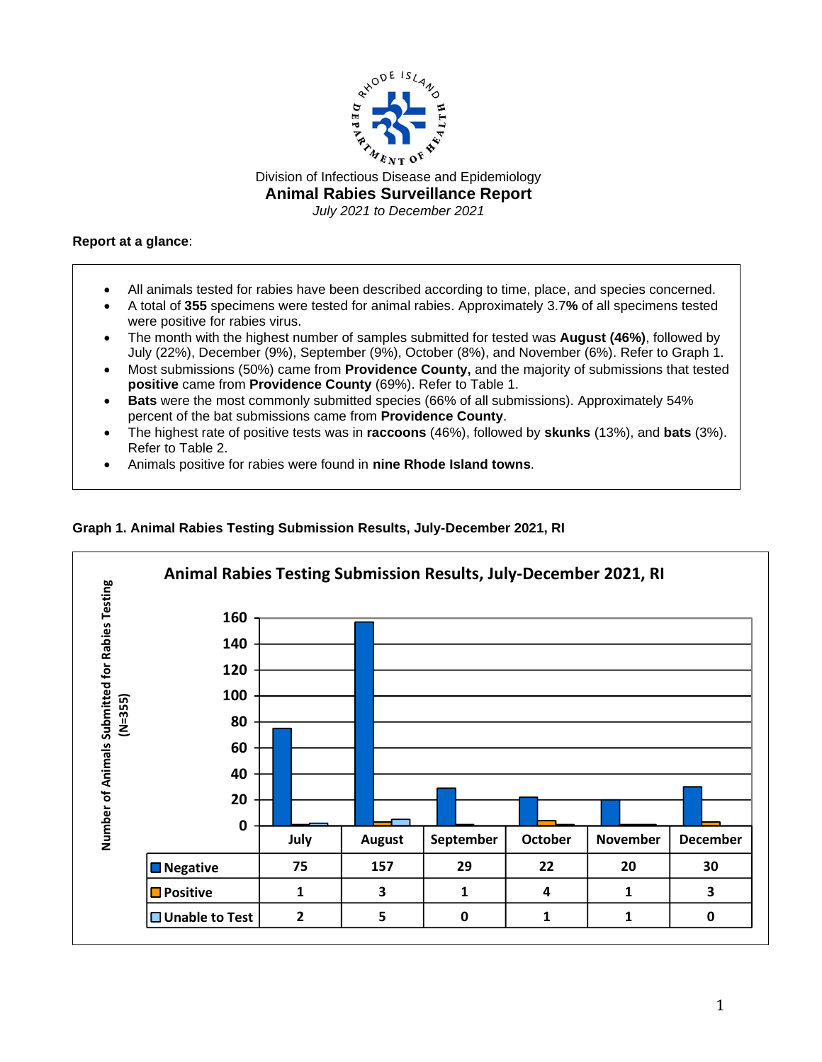Division of Infectious Disease and Epidemiology

# Animal Rabies Surveillance Report

*July 2021 to December 2021*

**Report at a glance**:

- All animals tested for rabies have been described according to time, place, and species concerned.
- A total of **355** specimens were tested for animal rabies. Approximately 3.7**%** of all specimens tested were positive for rabies virus.
- The month with the highest number of samples submitted for tested was **August (46%)**, followed by July (22%), December (9%), September (9%), October (8%), and November (6%). Refer to Graph 1.
- Most submissions (50%) came from **Providence County,** and the majority of submissions that tested **positive** came from **Providence County** (69%). Refer to Table 1.
- **Bats** were the most commonly submitted species (66% of all submissions). Approximately 54% percent of the bat submissions came from **Providence County**.
- The highest rate of positive tests was in **raccoons** (46%), followed by **skunks** (13%), and **bats** (3%). Refer to Table 2.
- Animals positive for rabies were found in **nine Rhode Island towns**.

**Graph 1. Animal Rabies Testing Submission Results, July-December 2021, RI**

Animal Rabies Testing Submission Results, July-December 2021, RI

Number of Animals Submitted for Rabies Testing (N=355)

0, 20, 40, 60, 80, 100, 120, 140, 160

| | July | August | September | October | November | December |
|---|---|---|---|---|---|---|
| Negative | 75 | 157 | 29 | 22 | 20 | 30 |
| Positive | 1 | 3 | 1 | 4 | 1 | 3 |
| Unable to Test | 2 | 5 | 0 | 1 | 1 | 0 |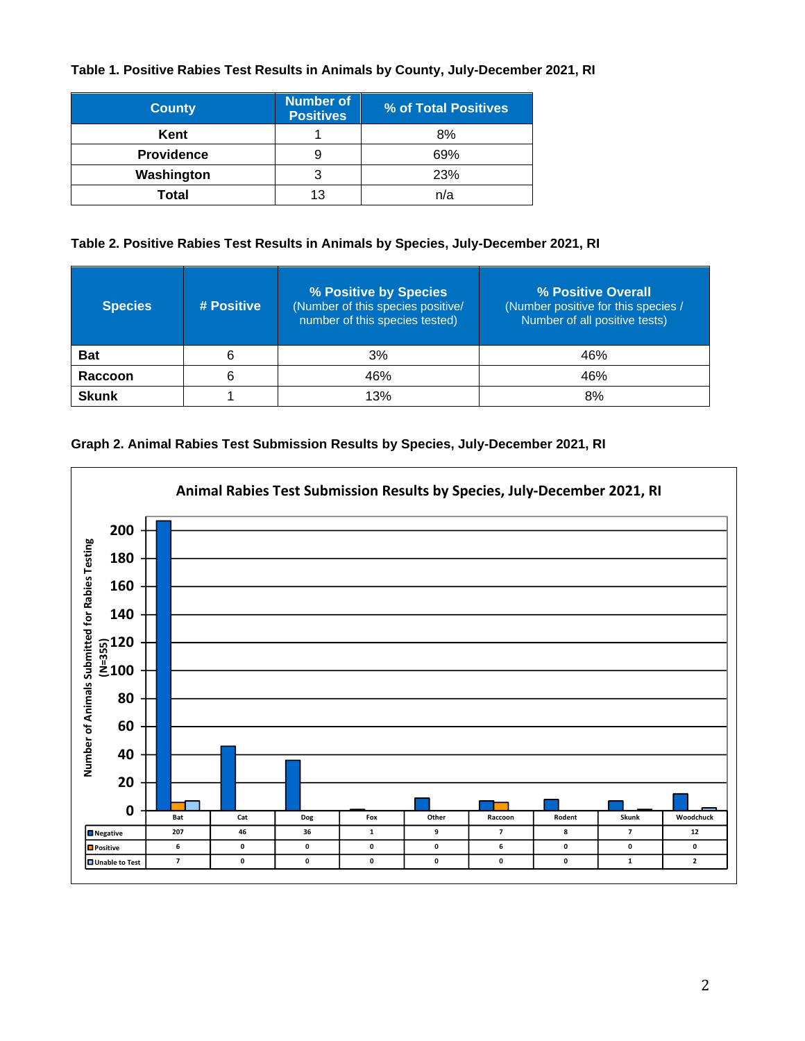**Table 1. Positive Rabies Test Results in Animals by County, July-December 2021, RI**

| County | Number of Positives | % of Total Positives |
|---|---|---|
| Kent | 1 | 8% |
| Providence | 9 | 69% |
| Washington | 3 | 23% |
| Total | 13 | n/a |

**Table 2. Positive Rabies Test Results in Animals by Species, July-December 2021, RI**

| Species | # Positive | % Positive by Species (Number of this species positive/ number of this species tested) | % Positive Overall (Number positive for this species / Number of all positive tests) |
|---|---|---|---|
| **Bat** | 6 | 3% | 46% |
| **Raccoon** | 6 | 46% | 46% |
| **Skunk** | 1 | 13% | 8% |

**Graph 2. Animal Rabies Test Submission Results by Species, July-December 2021, RI**

Animal Rabies Test Submission Results by Species, July-December 2021, RI

Number of Animals Submitted for Rabies Testing (N=355)

0
20
40
60
80
100
120
140
160
180
200

Bat Cat Dog Fox Other Raccoon Rodent Skunk Woodchuck

Negative 207 46 36 1 9 7 8 7 12

Positive 6 0 0 0 0 6 0 0 0

Unable to Test 7 0 0 0 0 0 0 1 2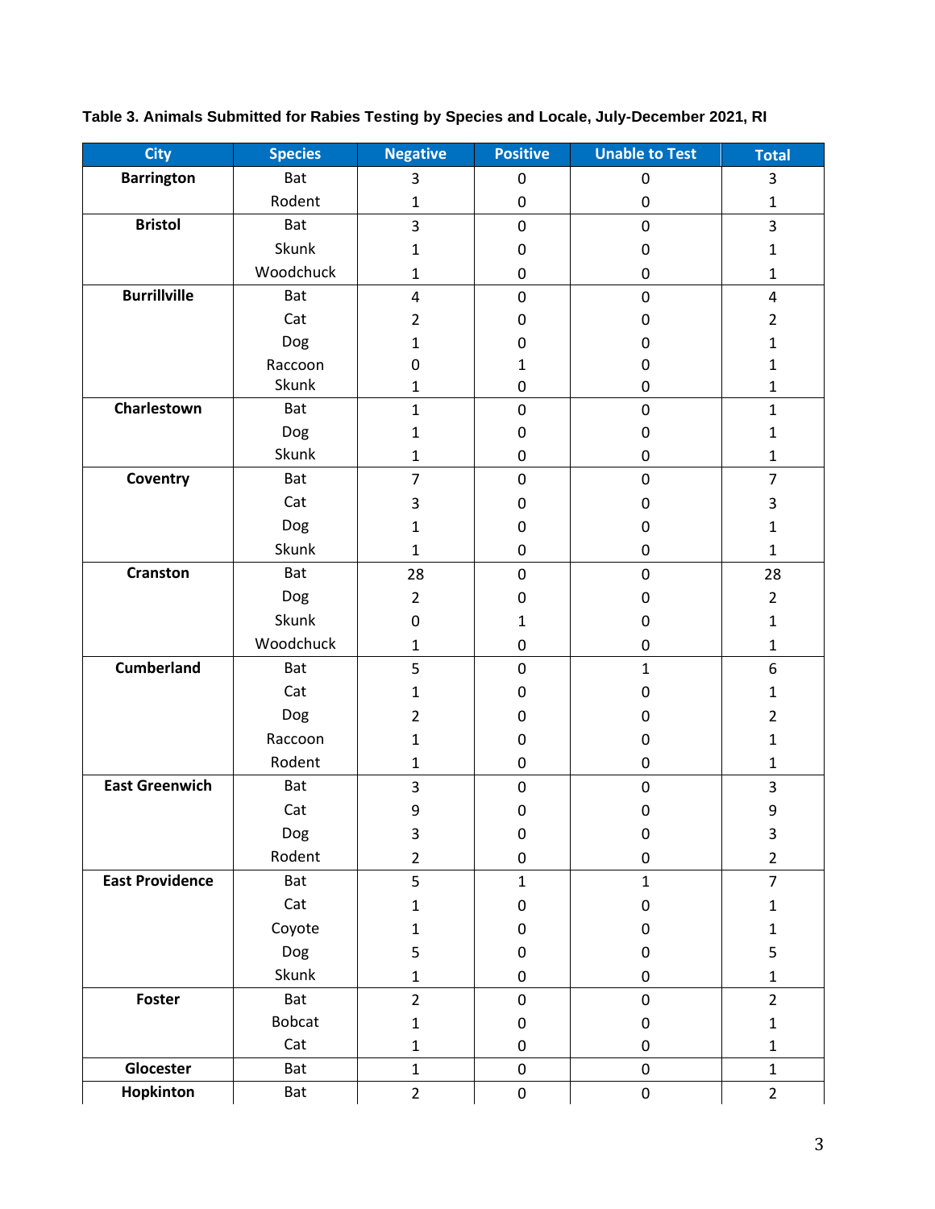**Table 3. Animals Submitted for Rabies Testing by Species and Locale, July-December 2021, RI**

| City | Species | Negative | Positive | Unable to Test | Total |
|---|---|---|---|---|---|
| **Barrington** | Bat | 3 | 0 | 0 | 3 |
| | Rodent | 1 | 0 | 0 | 1 |
| **Bristol** | Bat | 3 | 0 | 0 | 3 |
| | Skunk | 1 | 0 | 0 | 1 |
| | Woodchuck | 1 | 0 | 0 | 1 |
| **Burrillville** | Bat | 4 | 0 | 0 | 4 |
| | Cat | 2 | 0 | 0 | 2 |
| | Dog | 1 | 0 | 0 | 1 |
| | Raccoon | 0 | 1 | 0 | 1 |
| | Skunk | 1 | 0 | 0 | 1 |
| **Charlestown** | Bat | 1 | 0 | 0 | 1 |
| | Dog | 1 | 0 | 0 | 1 |
| | Skunk | 1 | 0 | 0 | 1 |
| **Coventry** | Bat | 7 | 0 | 0 | 7 |
| | Cat | 3 | 0 | 0 | 3 |
| | Dog | 1 | 0 | 0 | 1 |
| | Skunk | 1 | 0 | 0 | 1 |
| **Cranston** | Bat | 28 | 0 | 0 | 28 |
| | Dog | 2 | 0 | 0 | 2 |
| | Skunk | 0 | 1 | 0 | 1 |
| | Woodchuck | 1 | 0 | 0 | 1 |
| **Cumberland** | Bat | 5 | 0 | 1 | 6 |
| | Cat | 1 | 0 | 0 | 1 |
| | Dog | 2 | 0 | 0 | 2 |
| | Raccoon | 1 | 0 | 0 | 1 |
| | Rodent | 1 | 0 | 0 | 1 |
| **East Greenwich** | Bat | 3 | 0 | 0 | 3 |
| | Cat | 9 | 0 | 0 | 9 |
| | Dog | 3 | 0 | 0 | 3 |
| | Rodent | 2 | 0 | 0 | 2 |
| **East Providence** | Bat | 5 | 1 | 1 | 7 |
| | Cat | 1 | 0 | 0 | 1 |
| | Coyote | 1 | 0 | 0 | 1 |
| | Dog | 5 | 0 | 0 | 5 |
| | Skunk | 1 | 0 | 0 | 1 |
| **Foster** | Bat | 2 | 0 | 0 | 2 |
| | Bobcat | 1 | 0 | 0 | 1 |
| | Cat | 1 | 0 | 0 | 1 |
| **Glocester** | Bat | 1 | 0 | 0 | 1 |
| **Hopkinton** | Bat | 2 | 0 | 0 | 2 |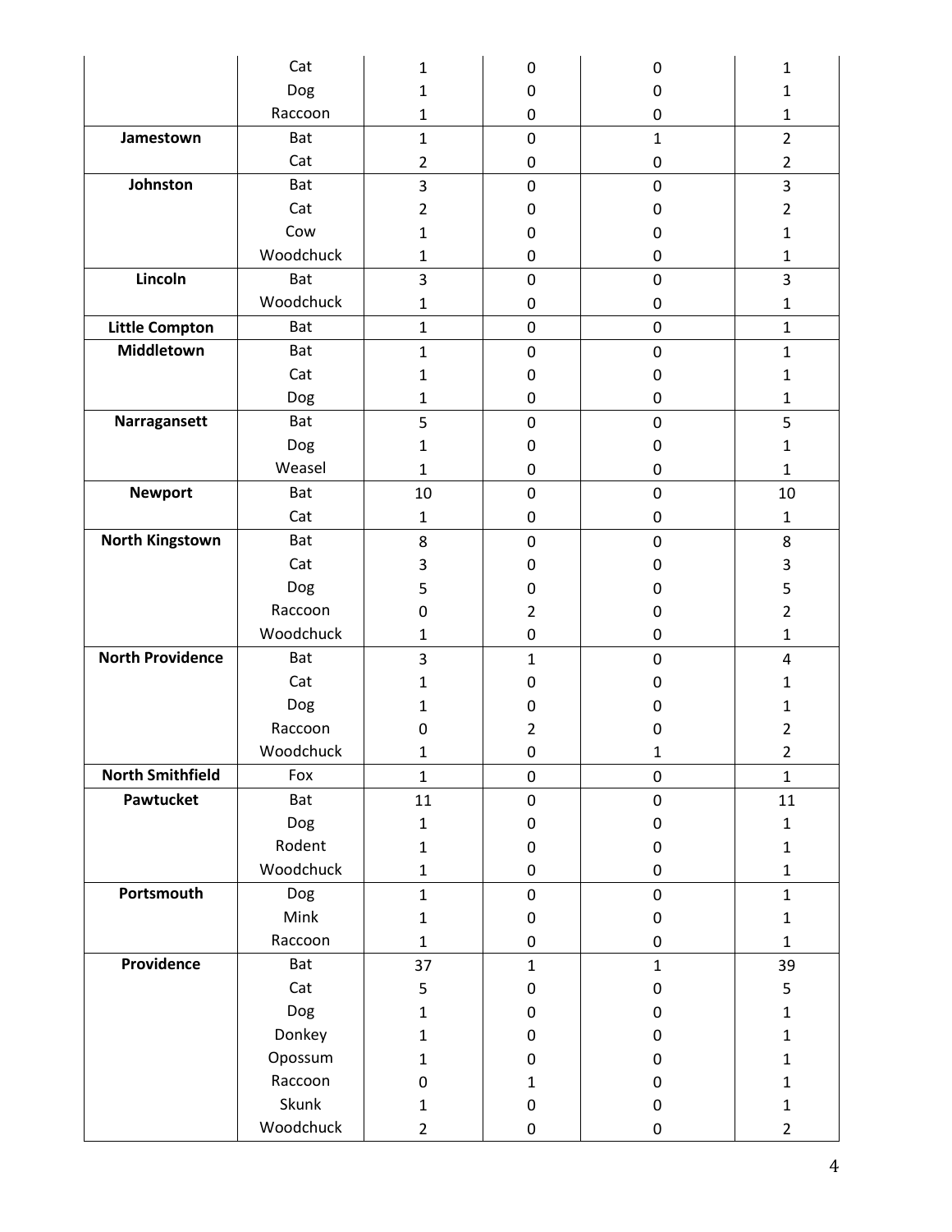| | | | | | |
|---|---|---|---|---|---|
| | Cat | 1 | 0 | 0 | 1 |
| | Dog | 1 | 0 | 0 | 1 |
| | Raccoon | 1 | 0 | 0 | 1 |
| **Jamestown** | Bat | 1 | 0 | 1 | 2 |
| | Cat | 2 | 0 | 0 | 2 |
| **Johnston** | Bat | 3 | 0 | 0 | 3 |
| | Cat | 2 | 0 | 0 | 2 |
| | Cow | 1 | 0 | 0 | 1 |
| | Woodchuck | 1 | 0 | 0 | 1 |
| **Lincoln** | Bat | 3 | 0 | 0 | 3 |
| | Woodchuck | 1 | 0 | 0 | 1 |
| **Little Compton** | Bat | 1 | 0 | 0 | 1 |
| **Middletown** | Bat | 1 | 0 | 0 | 1 |
| | Cat | 1 | 0 | 0 | 1 |
| | Dog | 1 | 0 | 0 | 1 |
| **Narragansett** | Bat | 5 | 0 | 0 | 5 |
| | Dog | 1 | 0 | 0 | 1 |
| | Weasel | 1 | 0 | 0 | 1 |
| **Newport** | Bat | 10 | 0 | 0 | 10 |
| | Cat | 1 | 0 | 0 | 1 |
| **North Kingstown** | Bat | 8 | 0 | 0 | 8 |
| | Cat | 3 | 0 | 0 | 3 |
| | Dog | 5 | 0 | 0 | 5 |
| | Raccoon | 0 | 2 | 0 | 2 |
| | Woodchuck | 1 | 0 | 0 | 1 |
| **North Providence** | Bat | 3 | 1 | 0 | 4 |
| | Cat | 1 | 0 | 0 | 1 |
| | Dog | 1 | 0 | 0 | 1 |
| | Raccoon | 0 | 2 | 0 | 2 |
| | Woodchuck | 1 | 0 | 1 | 2 |
| **North Smithfield** | Fox | 1 | 0 | 0 | 1 |
| **Pawtucket** | Bat | 11 | 0 | 0 | 11 |
| | Dog | 1 | 0 | 0 | 1 |
| | Rodent | 1 | 0 | 0 | 1 |
| | Woodchuck | 1 | 0 | 0 | 1 |
| **Portsmouth** | Dog | 1 | 0 | 0 | 1 |
| | Mink | 1 | 0 | 0 | 1 |
| | Raccoon | 1 | 0 | 0 | 1 |
| **Providence** | Bat | 37 | 1 | 1 | 39 |
| | Cat | 5 | 0 | 0 | 5 |
| | Dog | 1 | 0 | 0 | 1 |
| | Donkey | 1 | 0 | 0 | 1 |
| | Opossum | 1 | 0 | 0 | 1 |
| | Raccoon | 0 | 1 | 0 | 1 |
| | Skunk | 1 | 0 | 0 | 1 |
| | Woodchuck | 2 | 0 | 0 | 2 |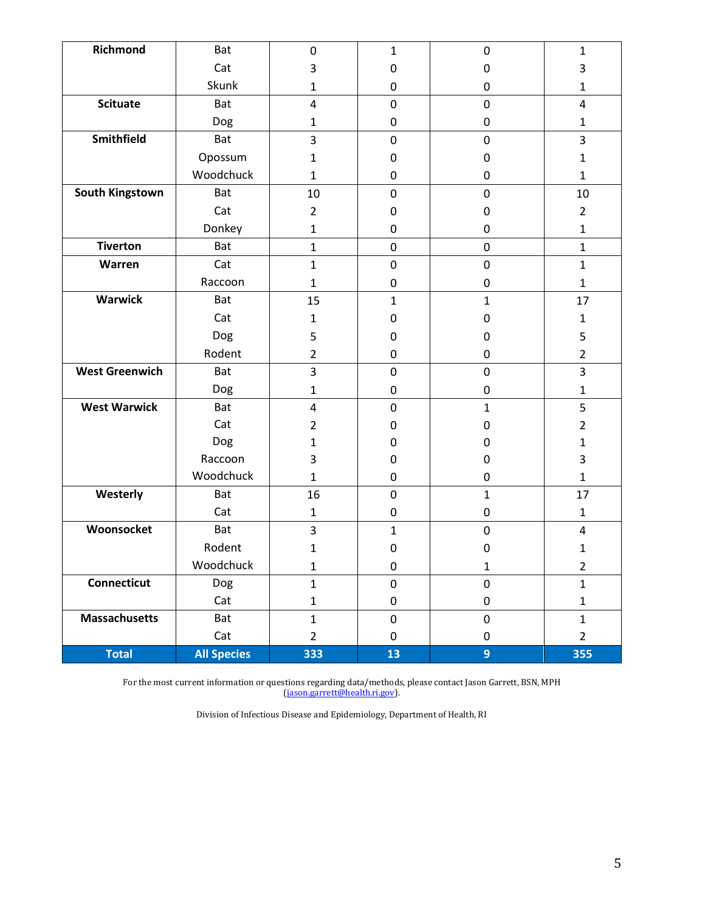| | | | | | |
|---|---|---|---|---|---|
| **Richmond** | Bat | 0 | 1 | 0 | 1 |
| | Cat | 3 | 0 | 0 | 3 |
| | Skunk | 1 | 0 | 0 | 1 |
| **Scituate** | Bat | 4 | 0 | 0 | 4 |
| | Dog | 1 | 0 | 0 | 1 |
| **Smithfield** | Bat | 3 | 0 | 0 | 3 |
| | Opossum | 1 | 0 | 0 | 1 |
| | Woodchuck | 1 | 0 | 0 | 1 |
| **South Kingstown** | Bat | 10 | 0 | 0 | 10 |
| | Cat | 2 | 0 | 0 | 2 |
| | Donkey | 1 | 0 | 0 | 1 |
| **Tiverton** | Bat | 1 | 0 | 0 | 1 |
| **Warren** | Cat | 1 | 0 | 0 | 1 |
| | Raccoon | 1 | 0 | 0 | 1 |
| **Warwick** | Bat | 15 | 1 | 1 | 17 |
| | Cat | 1 | 0 | 0 | 1 |
| | Dog | 5 | 0 | 0 | 5 |
| | Rodent | 2 | 0 | 0 | 2 |
| **West Greenwich** | Bat | 3 | 0 | 0 | 3 |
| | Dog | 1 | 0 | 0 | 1 |
| **West Warwick** | Bat | 4 | 0 | 1 | 5 |
| | Cat | 2 | 0 | 0 | 2 |
| | Dog | 1 | 0 | 0 | 1 |
| | Raccoon | 3 | 0 | 0 | 3 |
| | Woodchuck | 1 | 0 | 0 | 1 |
| **Westerly** | Bat | 16 | 0 | 1 | 17 |
| | Cat | 1 | 0 | 0 | 1 |
| **Woonsocket** | Bat | 3 | 1 | 0 | 4 |
| | Rodent | 1 | 0 | 0 | 1 |
| | Woodchuck | 1 | 0 | 1 | 2 |
| **Connecticut** | Dog | 1 | 0 | 0 | 1 |
| | Cat | 1 | 0 | 0 | 1 |
| **Massachusetts** | Bat | 1 | 0 | 0 | 1 |
| | Cat | 2 | 0 | 0 | 2 |
| **Total** | **All Species** | **333** | **13** | **9** | **355** |

For the most current information or questions regarding data/methods, please contact Jason Garrett, BSN, MPH (jason.garrett@health.ri.gov).

Division of Infectious Disease and Epidemiology, Department of Health, RI